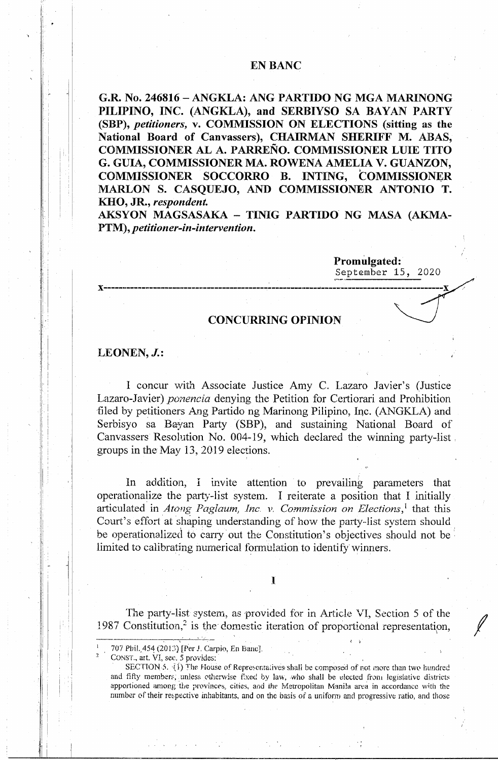# EN BANC

**G.R. No. 246816 – ANGKLA: ANG PARTIDO NG MGA MARINONG PILIPINO, INC. (ANGKLA), and SERBIYSO SA BAYAN PARTY (SBP), *petitioners*, v. COMMISSION ON ELECTIONS (sitting as the National Board of Canvassers), CHAIRMAN SHERIFF M. ABAS, COMMISSIONER AL A. PARREÑO. COMMISSIONER LUIE TITO G. GUIA, COMMISSIONER MA. ROWENA AMELIA V. GUANZON, COMMISSIONER SOCCORRO B. INTING, COMMISSIONER MARLON S. CASQUEJO, AND COMMISSIONER ANTONIO T. KHO, JR., *respondent.***

**AKSYON MAGSASAKA – TINIG PARTIDO NG MASA (AKMA-PTM), *petitioner-in-intervention.***

**Promulgated:**
September 15, 2020

x-----------------------------------------------------------------------------------------x

## CONCURRING OPINION

**LEONEN, *J.*:**

I concur with Associate Justice Amy C. Lazaro Javier's (Justice Lazaro-Javier) *ponencia* denying the Petition for Certiorari and Prohibition filed by petitioners Ang Partido ng Marinong Pilipino, Inc. (ANGKLA) and Serbisyo sa Bayan Party (SBP), and sustaining National Board of Canvassers Resolution No. 004-19, which declared the winning party-list groups in the May 13, 2019 elections.

In addition, I invite attention to prevailing parameters that operationalize the party-list system. I reiterate a position that I initially articulated in *Atong Paglaum, Inc. v. Commission on Elections*,[1] that this Court's effort at shaping understanding of how the party-list system should be operationalized to carry out the Constitution's objectives should not be limited to calibrating numerical formulation to identify winners.

### I

The party-list system, as provided for in Article VI, Section 5 of the 1987 Constitution,[2] is the domestic iteration of proportional representation,

---

[1] 707 Phil. 454 (2013) [Per J. Carpio, En Banc].

[2] CONST., art. VI, sec. 5 provides:

SECTION 5. (1) The House of Representatives shall be composed of not more than two hundred and fifty members, unless otherwise fixed by law, who shall be elected from legislative districts apportioned among the provinces, cities, and the Metropolitan Manila area in accordance with the number of their respective inhabitants, and on the basis of a uniform and progressive ratio, and those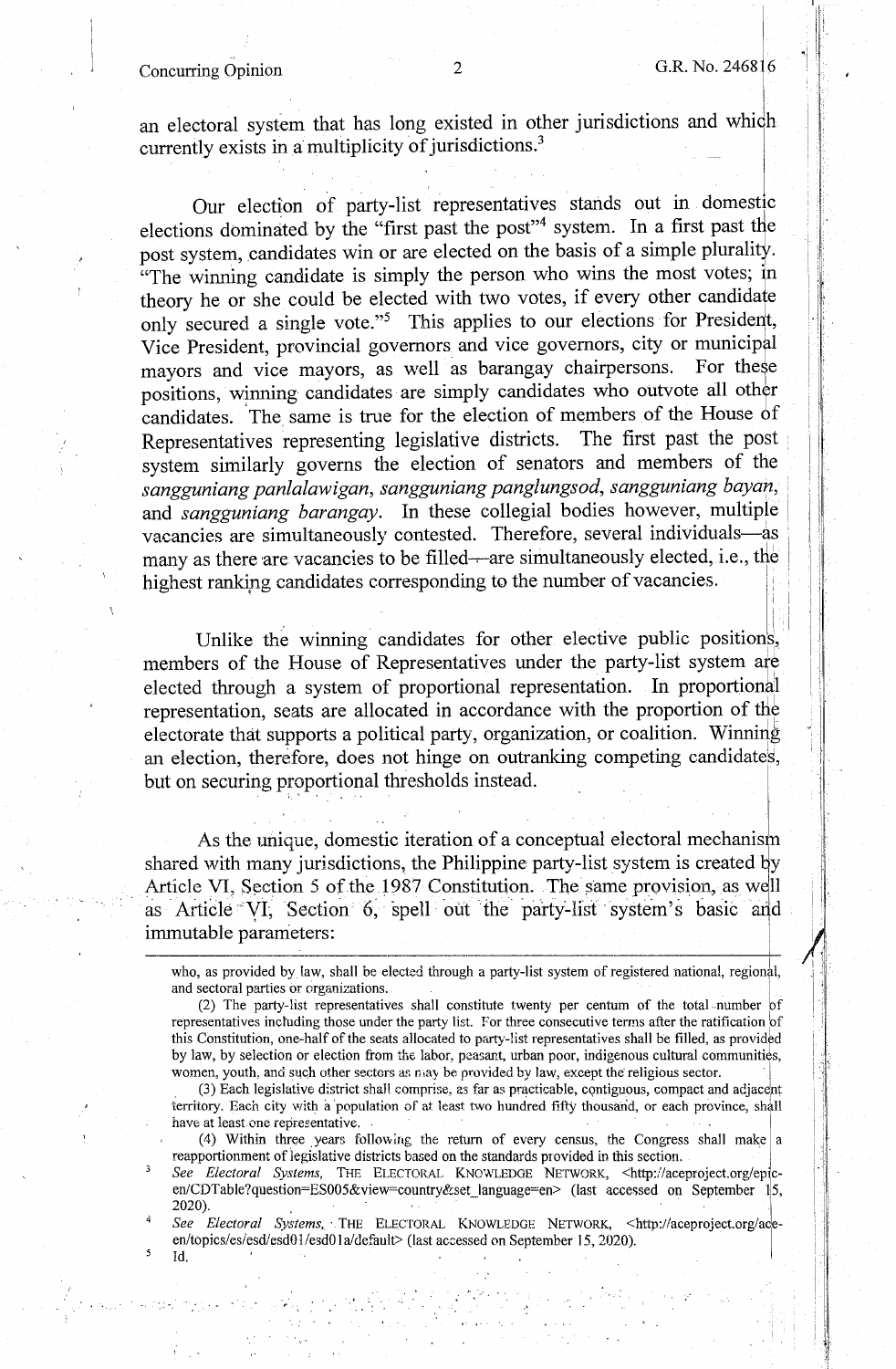an electoral system that has long existed in other jurisdictions and which currently exists in a multiplicity of jurisdictions.[3]

Our election of party-list representatives stands out in domestic elections dominated by the "first past the post"[4] system. In a first past the post system, candidates win or are elected on the basis of a simple plurality. "The winning candidate is simply the person who wins the most votes; in theory he or she could be elected with two votes, if every other candidate only secured a single vote."[5] This applies to our elections for President, Vice President, provincial governors and vice governors, city or municipal mayors and vice mayors, as well as barangay chairpersons. For these positions, winning candidates are simply candidates who outvote all other candidates. The same is true for the election of members of the House of Representatives representing legislative districts. The first past the post system similarly governs the election of senators and members of the *sangguniang panlalawigan*, *sangguniang panglungsod*, *sangguniang bayan*, and *sangguniang barangay*. In these collegial bodies however, multiple vacancies are simultaneously contested. Therefore, several individuals—as many as there are vacancies to be filled—are simultaneously elected, i.e., the highest ranking candidates corresponding to the number of vacancies.

Unlike the winning candidates for other elective public positions, members of the House of Representatives under the party-list system are elected through a system of proportional representation. In proportional representation, seats are allocated in accordance with the proportion of the electorate that supports a political party, organization, or coalition. Winning an election, therefore, does not hinge on outranking competing candidates, but on securing proportional thresholds instead.

As the unique, domestic iteration of a conceptual electoral mechanism shared with many jurisdictions, the Philippine party-list system is created by Article VI, Section 5 of the 1987 Constitution. The same provision, as well as Article VI, Section 6, spell out the party-list system's basic and immutable parameters:

---

who, as provided by law, shall be elected through a party-list system of registered national, regional, and sectoral parties or organizations.

(2) The party-list representatives shall constitute twenty per centum of the total number of representatives including those under the party list. For three consecutive terms after the ratification of this Constitution, one-half of the seats allocated to party-list representatives shall be filled, as provided by law, by selection or election from the labor, peasant, urban poor, indigenous cultural communities, women, youth, and such other sectors as may be provided by law, except the religious sector.

(3) Each legislative district shall comprise, as far as practicable, contiguous, compact and adjacent territory. Each city with a population of at least two hundred fifty thousand, or each province, shall have at least one representative.

(4) Within three years following the return of every census, the Congress shall make a reapportionment of legislative districts based on the standards provided in this section.

[3] *See Electoral Systems*, THE ELECTORAL KNOWLEDGE NETWORK, <http://aceproject.org/epic-en/CDTable?question=ES005&view=country&set_language=en> (last accessed on September 15, 2020).

[4] *See Electoral Systems*, THE ELECTORAL KNOWLEDGE NETWORK, <http://aceproject.org/ace-en/topics/es/esd/esd01/esd01a/default> (last accessed on September 15, 2020).

[5] Id.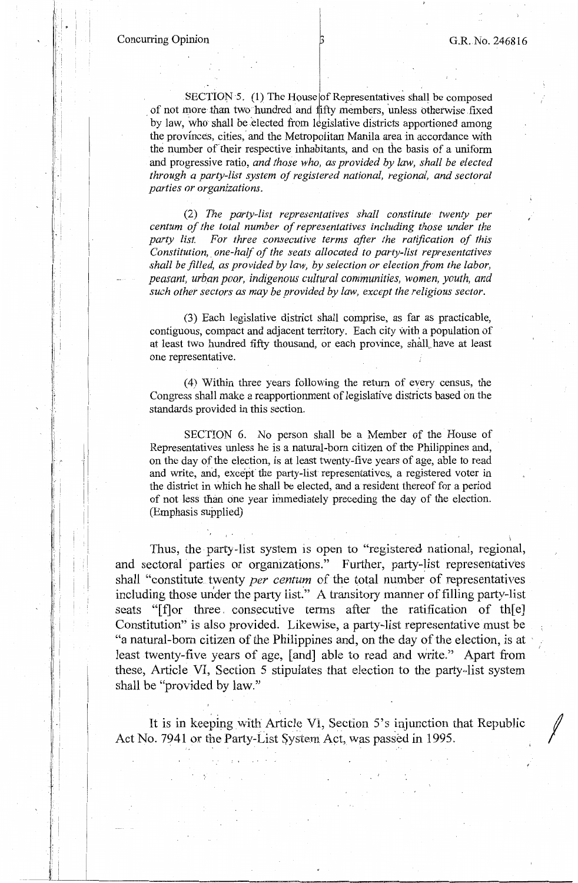SECTION 5. (1) The House of Representatives shall be composed of not more than two hundred and fifty members, unless otherwise fixed by law, who shall be elected from legislative districts apportioned among the provinces, cities, and the Metropolitan Manila area in accordance with the number of their respective inhabitants, and on the basis of a uniform and progressive ratio, *and those who, as provided by law, shall be elected through a party-list system of registered national, regional, and sectoral parties or organizations.*

(2) *The party-list representatives shall constitute twenty per centum of the total number of representatives including those under the party list. For three consecutive terms after the ratification of this Constitution, one-half of the seats allocated to party-list representatives shall be filled, as provided by law, by selection or election from the labor, peasant, urban poor, indigenous cultural communities, women, youth, and such other sectors as may be provided by law, except the religious sector.*

(3) Each legislative district shall comprise, as far as practicable, contiguous, compact and adjacent territory. Each city with a population of at least two hundred fifty thousand, or each province, shall have at least one representative.

(4) Within three years following the return of every census, the Congress shall make a reapportionment of legislative districts based on the standards provided in this section.

SECTION 6. No person shall be a Member of the House of Representatives unless he is a natural-born citizen of the Philippines and, on the day of the election, is at least twenty-five years of age, able to read and write, and, except the party-list representatives, a registered voter in the district in which he shall be elected, and a resident thereof for a period of not less than one year immediately preceding the day of the election. (Emphasis supplied)

Thus, the party-list system is open to "registered national, regional, and sectoral parties or organizations." Further, party-list representatives shall "constitute twenty *per centum* of the total number of representatives including those under the party list." A transitory manner of filling party-list seats "[f]or three consecutive terms after the ratification of th[e] Constitution" is also provided. Likewise, a party-list representative must be "a natural-born citizen of the Philippines and, on the day of the election, is at least twenty-five years of age, [and] able to read and write." Apart from these, Article VI, Section 5 stipulates that election to the party-list system shall be "provided by law."

It is in keeping with Article VI, Section 5's injunction that Republic Act No. 7941 or the Party-List System Act, was passed in 1995.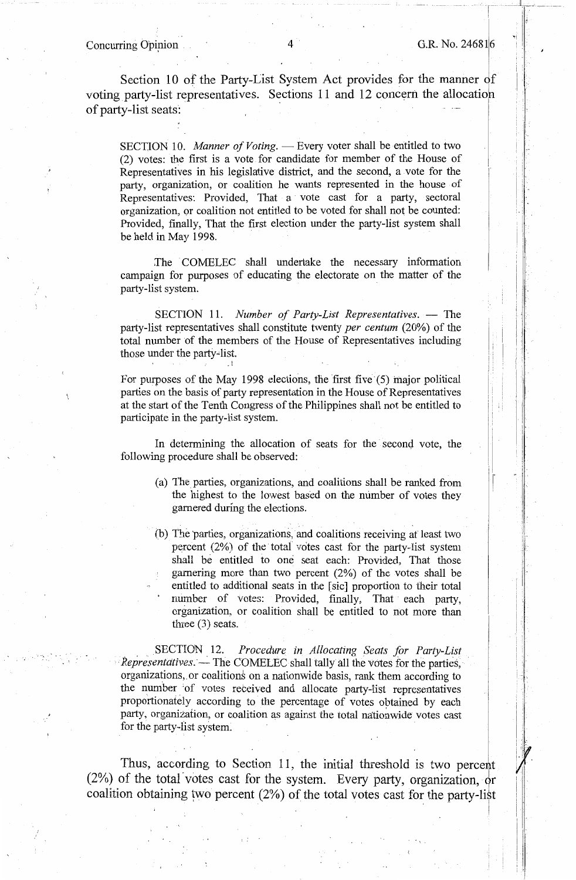Section 10 of the Party-List System Act provides for the manner of voting party-list representatives. Sections 11 and 12 concern the allocation of party-list seats:

> SECTION 10. *Manner of Voting.* — Every voter shall be entitled to two (2) votes: the first is a vote for candidate for member of the House of Representatives in his legislative district, and the second, a vote for the party, organization, or coalition he wants represented in the house of Representatives: Provided, That a vote cast for a party, sectoral organization, or coalition not entitled to be voted for shall not be counted: Provided, finally, That the first election under the party-list system shall be held in May 1998.
>
> The COMELEC shall undertake the necessary information campaign for purposes of educating the electorate on the matter of the party-list system.
>
> SECTION 11. *Number of Party-List Representatives.* — The party-list representatives shall constitute twenty *per centum* (20%) of the total number of the members of the House of Representatives including those under the party-list.
>
> For purposes of the May 1998 elections, the first five (5) major political parties on the basis of party representation in the House of Representatives at the start of the Tenth Congress of the Philippines shall not be entitled to participate in the party-list system.
>
> In determining the allocation of seats for the second vote, the following procedure shall be observed:
>
> (a) The parties, organizations, and coalitions shall be ranked from the highest to the lowest based on the number of votes they garnered during the elections.
>
> (b) The parties, organizations, and coalitions receiving at least two percent (2%) of the total votes cast for the party-list system shall be entitled to one seat each: Provided, That those garnering more than two percent (2%) of the votes shall be entitled to additional seats in the [sic] proportion to their total number of votes: Provided, finally, That each party, organization, or coalition shall be entitled to not more than three (3) seats.
>
> SECTION 12. *Procedure in Allocating Seats for Party-List Representatives.* — The COMELEC shall tally all the votes for the parties, organizations, or coalitions on a nationwide basis, rank them according to the number of votes received and allocate party-list representatives proportionately according to the percentage of votes obtained by each party, organization, or coalition as against the total nationwide votes cast for the party-list system.

Thus, according to Section 11, the initial threshold is two percent (2%) of the total votes cast for the system. Every party, organization, or coalition obtaining two percent (2%) of the total votes cast for the party-list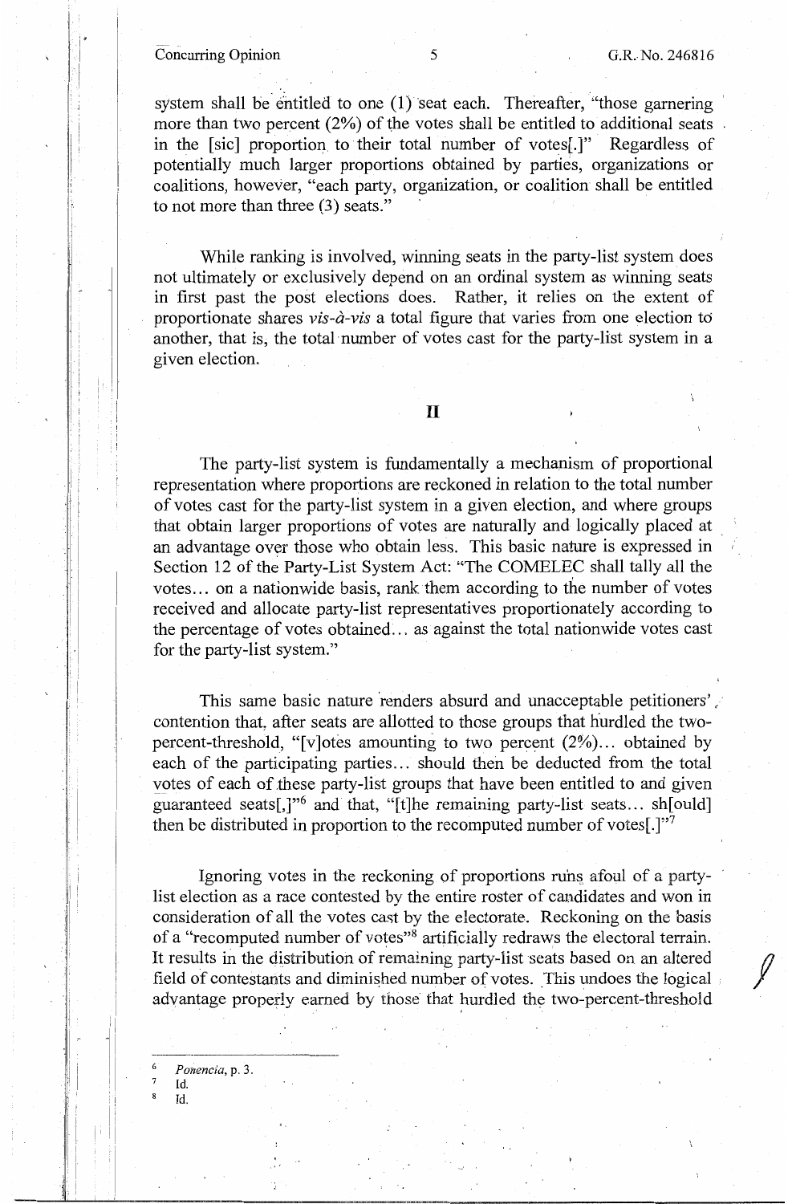system shall be entitled to one (1) seat each. Thereafter, "those garnering more than two percent (2%) of the votes shall be entitled to additional seats in the [sic] proportion to their total number of votes[.]" Regardless of potentially much larger proportions obtained by parties, organizations or coalitions, however, "each party, organization, or coalition shall be entitled to not more than three (3) seats."

While ranking is involved, winning seats in the party-list system does not ultimately or exclusively depend on an ordinal system as winning seats in first past the post elections does. Rather, it relies on the extent of proportionate shares *vis-à-vis* a total figure that varies from one election to another, that is, the total number of votes cast for the party-list system in a given election.

## II

The party-list system is fundamentally a mechanism of proportional representation where proportions are reckoned in relation to the total number of votes cast for the party-list system in a given election, and where groups that obtain larger proportions of votes are naturally and logically placed at an advantage over those who obtain less. This basic nature is expressed in Section 12 of the Party-List System Act: "The COMELEC shall tally all the votes... on a nationwide basis, rank them according to the number of votes received and allocate party-list representatives proportionately according to the percentage of votes obtained... as against the total nationwide votes cast for the party-list system."

This same basic nature renders absurd and unacceptable petitioners' contention that, after seats are allotted to those groups that hurdled the two-percent-threshold, "[v]otes amounting to two percent (2%)... obtained by each of the participating parties... should then be deducted from the total votes of each of these party-list groups that have been entitled to and given guaranteed seats[,]"[6] and that, "[t]he remaining party-list seats... sh[ould] then be distributed in proportion to the recomputed number of votes[.]"[7]

Ignoring votes in the reckoning of proportions runs afoul of a party-list election as a race contested by the entire roster of candidates and won in consideration of all the votes cast by the electorate. Reckoning on the basis of a "recomputed number of votes"[8] artificially redraws the electoral terrain. It results in the distribution of remaining party-list seats based on an altered field of contestants and diminished number of votes. This undoes the logical advantage properly earned by those that hurdled the two-percent-threshold

---

[6] *Ponencia*, p. 3.

[7] Id.

[8] Id.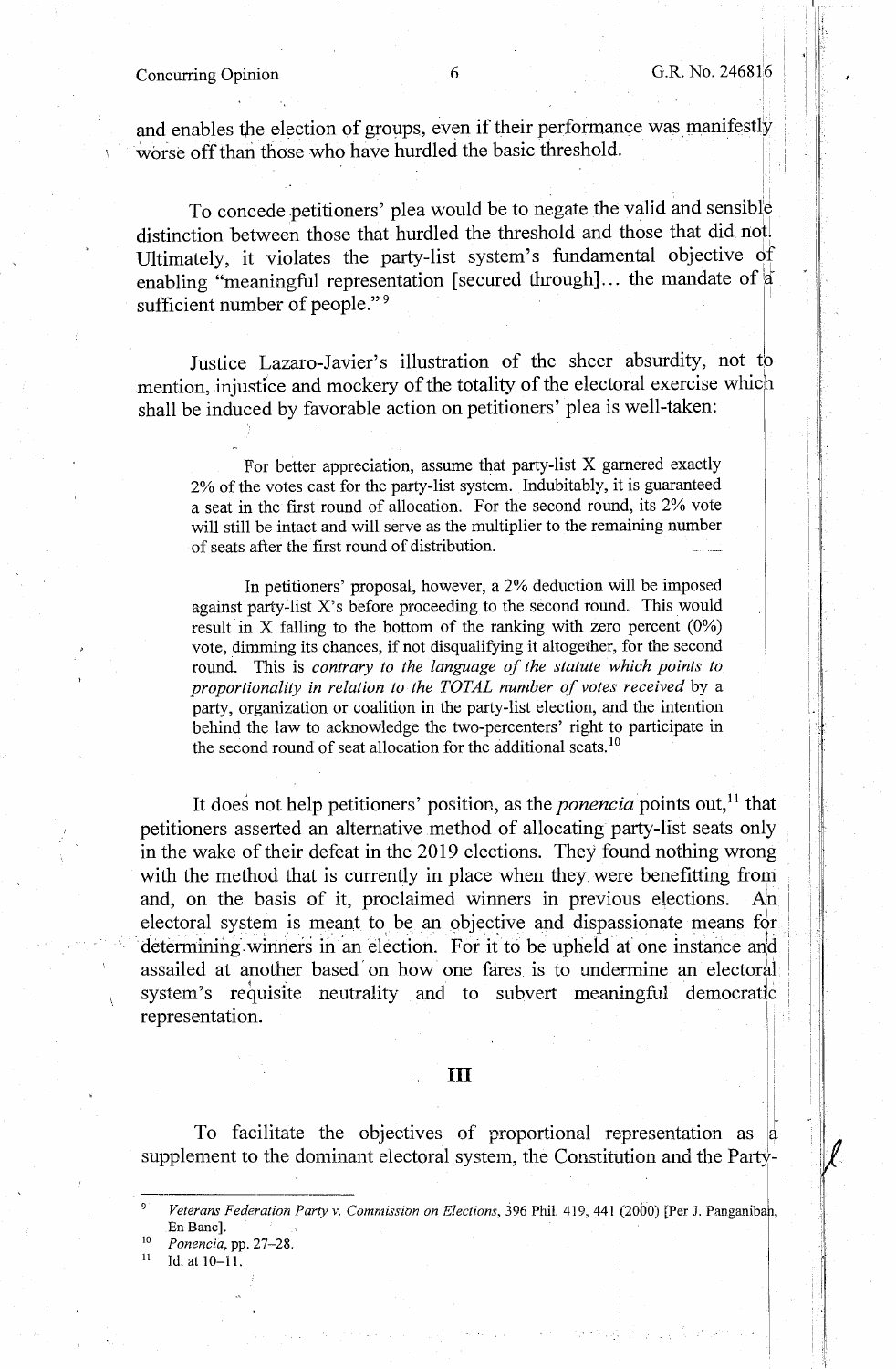and enables the election of groups, even if their performance was manifestly worse off than those who have hurdled the basic threshold.

To concede petitioners' plea would be to negate the valid and sensible distinction between those that hurdled the threshold and those that did not. Ultimately, it violates the party-list system's fundamental objective of enabling "meaningful representation [secured through]... the mandate of a sufficient number of people."[9]

Justice Lazaro-Javier's illustration of the sheer absurdity, not to mention, injustice and mockery of the totality of the electoral exercise which shall be induced by favorable action on petitioners' plea is well-taken:

> For better appreciation, assume that party-list X garnered exactly 2% of the votes cast for the party-list system. Indubitably, it is guaranteed a seat in the first round of allocation. For the second round, its 2% vote will still be intact and will serve as the multiplier to the remaining number of seats after the first round of distribution.
>
> In petitioners' proposal, however, a 2% deduction will be imposed against party-list X's before proceeding to the second round. This would result in X falling to the bottom of the ranking with zero percent (0%) vote, dimming its chances, if not disqualifying it altogether, for the second round. This is *contrary to the language of the statute which points to proportionality in relation to the TOTAL number of votes received* by a party, organization or coalition in the party-list election, and the intention behind the law to acknowledge the two-percenters' right to participate in the second round of seat allocation for the additional seats.[10]

It does not help petitioners' position, as the *ponencia* points out,[11] that petitioners asserted an alternative method of allocating party-list seats only in the wake of their defeat in the 2019 elections. They found nothing wrong with the method that is currently in place when they were benefitting from and, on the basis of it, proclaimed winners in previous elections. An electoral system is meant to be an objective and dispassionate means for determining winners in an election. For it to be upheld at one instance and assailed at another based on how one fares is to undermine an electoral system's requisite neutrality and to subvert meaningful democratic representation.

## III

To facilitate the objectives of proportional representation as a supplement to the dominant electoral system, the Constitution and the Party-

---

[9] *Veterans Federation Party v. Commission on Elections*, 396 Phil. 419, 441 (2000) [Per J. Panganiban, En Banc].

[10] *Ponencia*, pp. 27–28.

[11] Id. at 10–11.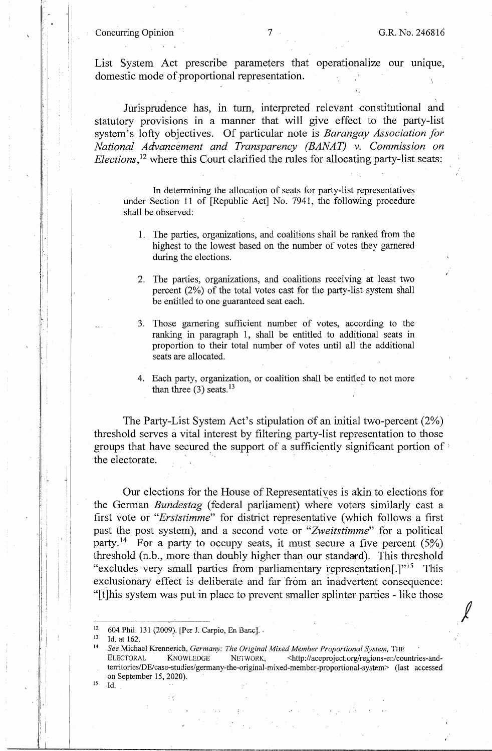List System Act prescribe parameters that operationalize our unique, domestic mode of proportional representation.

Jurisprudence has, in turn, interpreted relevant constitutional and statutory provisions in a manner that will give effect to the party-list system's lofty objectives. Of particular note is *Barangay Association for National Advancement and Transparency (BANAT) v. Commission on Elections*,[12] where this Court clarified the rules for allocating party-list seats:

> In determining the allocation of seats for party-list representatives under Section 11 of [Republic Act] No. 7941, the following procedure shall be observed:
>
> 1. The parties, organizations, and coalitions shall be ranked from the highest to the lowest based on the number of votes they garnered during the elections.
>
> 2. The parties, organizations, and coalitions receiving at least two percent (2%) of the total votes cast for the party-list system shall be entitled to one guaranteed seat each.
>
> 3. Those garnering sufficient number of votes, according to the ranking in paragraph 1, shall be entitled to additional seats in proportion to their total number of votes until all the additional seats are allocated.
>
> 4. Each party, organization, or coalition shall be entitled to not more than three (3) seats.[13]

The Party-List System Act's stipulation of an initial two-percent (2%) threshold serves a vital interest by filtering party-list representation to those groups that have secured the support of a sufficiently significant portion of the electorate.

Our elections for the House of Representatives is akin to elections for the German *Bundestag* (federal parliament) where voters similarly cast a first vote or "*Erststimme*" for district representative (which follows a first past the post system), and a second vote or "*Zweitstimme*" for a political party.[14] For a party to occupy seats, it must secure a five percent (5%) threshold (n.b., more than doubly higher than our standard). This threshold "excludes very small parties from parliamentary representation[.]"[15] This exclusionary effect is deliberate and far from an inadvertent consequence: "[t]his system was put in place to prevent smaller splinter parties - like those

---

[12] 604 Phil. 131 (2009). [Per J. Carpio, En Banc].

[13] Id. at 162.

[14] *See* Michael Krennerich, *Germany: The Original Mixed Member Proportional System*, THE ELECTORAL KNOWLEDGE NETWORK, <http://aceproject.org/regions-en/countries-and-territories/DE/case-studies/germany-the-original-mixed-member-proportional-system> (last accessed on September 15, 2020).

[15] Id.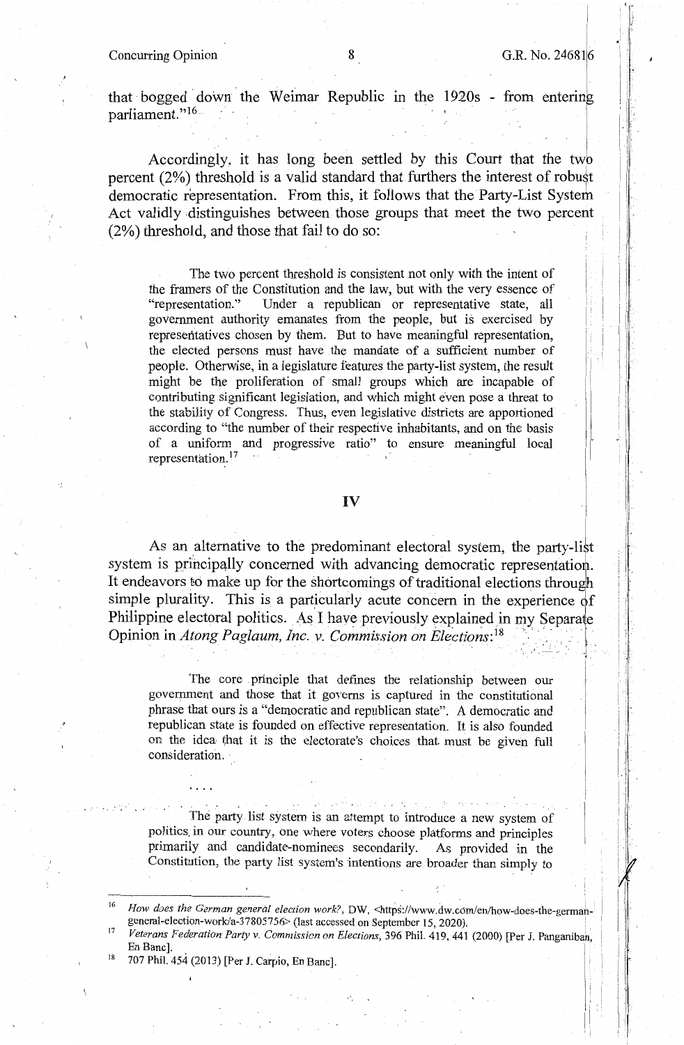that bogged down the Weimar Republic in the 1920s - from entering parliament."[16]

Accordingly, it has long been settled by this Court that the two percent (2%) threshold is a valid standard that furthers the interest of robust democratic representation. From this, it follows that the Party-List System Act validly distinguishes between those groups that meet the two percent (2%) threshold, and those that fail to do so:

> The two percent threshold is consistent not only with the intent of the framers of the Constitution and the law, but with the very essence of "representation." Under a republican or representative state, all government authority emanates from the people, but is exercised by representatives chosen by them. But to have meaningful representation, the elected persons must have the mandate of a sufficient number of people. Otherwise, in a legislature features the party-list system, the result might be the proliferation of small groups which are incapable of contributing significant legislation, and which might even pose a threat to the stability of Congress. Thus, even legislative districts are apportioned according to "the number of their respective inhabitants, and on the basis of a uniform and progressive ratio" to ensure meaningful local representation.[17]

## IV

As an alternative to the predominant electoral system, the party-list system is principally concerned with advancing democratic representation. It endeavors to make up for the shortcomings of traditional elections through simple plurality. This is a particularly acute concern in the experience of Philippine electoral politics. As I have previously explained in my Separate Opinion in *Atong Paglaum, Inc. v. Commission on Elections*:[18]

> The core principle that defines the relationship between our government and those that it governs is captured in the constitutional phrase that ours is a "democratic and republican state". A democratic and republican state is founded on effective representation. It is also founded on the idea that it is the electorate's choices that must be given full consideration.
>
> ....
>
> The party list system is an attempt to introduce a new system of politics in our country, one where voters choose platforms and principles primarily and candidate-nominees secondarily. As provided in the Constitution, the party list system's intentions are broader than simply to

---

[16] *How does the German general election work?*, DW, <https://www.dw.com/en/how-does-the-german-general-election-work/a-37805756> (last accessed on September 15, 2020).

[17] *Veterans Federation Party v. Commission on Elections*, 396 Phil. 419, 441 (2000) [Per J. Panganiban, En Banc].

[18] 707 Phil. 454 (2013) [Per J. Carpio, En Banc].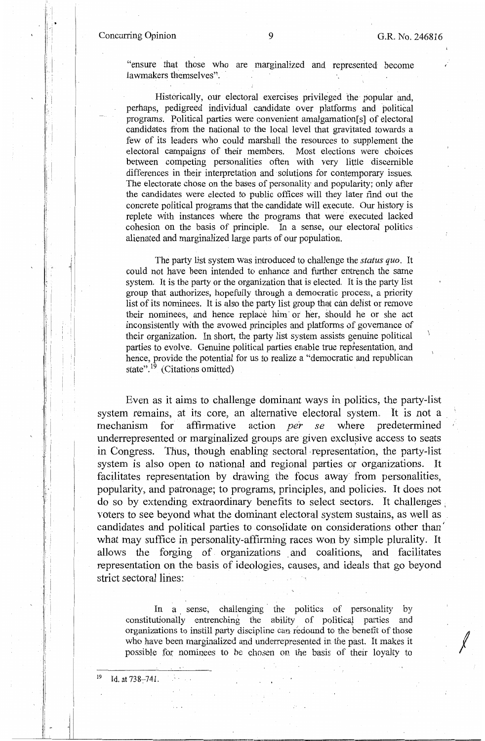"ensure that those who are marginalized and represented become lawmakers themselves".

> Historically, our electoral exercises privileged the popular and, perhaps, pedigreed individual candidate over platforms and political programs. Political parties were convenient amalgamation[s] of electoral candidates from the national to the local level that gravitated towards a few of its leaders who could marshall the resources to supplement the electoral campaigns of their members. Most elections were choices between competing personalities often with very little discernible differences in their interpretation and solutions for contemporary issues. The electorate chose on the bases of personality and popularity; only after the candidates were elected to public offices will they later find out the concrete political programs that the candidate will execute. Our history is replete with instances where the programs that were executed lacked cohesion on the basis of principle. In a sense, our electoral politics alienated and marginalized large parts of our population.
>
> The party list system was introduced to challenge the *status quo*. It could not have been intended to enhance and further entrench the same system. It is the party or the organization that is elected. It is the party list group that authorizes, hopefully through a democratic process, a priority list of its nominees. It is also the party list group that can delist or remove their nominees, and hence replace him or her, should he or she act inconsistently with the avowed principles and platforms of governance of their organization. In short, the party list system assists genuine political parties to evolve. Genuine political parties enable true representation, and hence, provide the potential for us to realize a "democratic and republican state".[19] (Citations omitted)

Even as it aims to challenge dominant ways in politics, the party-list system remains, at its core, an alternative electoral system. It is not a mechanism for affirmative action *per se* where predetermined underrepresented or marginalized groups are given exclusive access to seats in Congress. Thus, though enabling sectoral representation, the party-list system is also open to national and regional parties or organizations. It facilitates representation by drawing the focus away from personalities, popularity, and patronage; to programs, principles, and policies. It does not do so by extending extraordinary benefits to select sectors. It challenges voters to see beyond what the dominant electoral system sustains, as well as candidates and political parties to consolidate on considerations other than what may suffice in personality-affirming races won by simple plurality. It allows the forging of organizations and coalitions, and facilitates representation on the basis of ideologies, causes, and ideals that go beyond strict sectoral lines:

> In a sense, challenging the politics of personality by constitutionally entrenching the ability of political parties and organizations to instill party discipline can redound to the benefit of those who have been marginalized and underrepresented in the past. It makes it possible for nominees to be chosen on the basis of their loyalty to

---

[19] Id. at 738–741.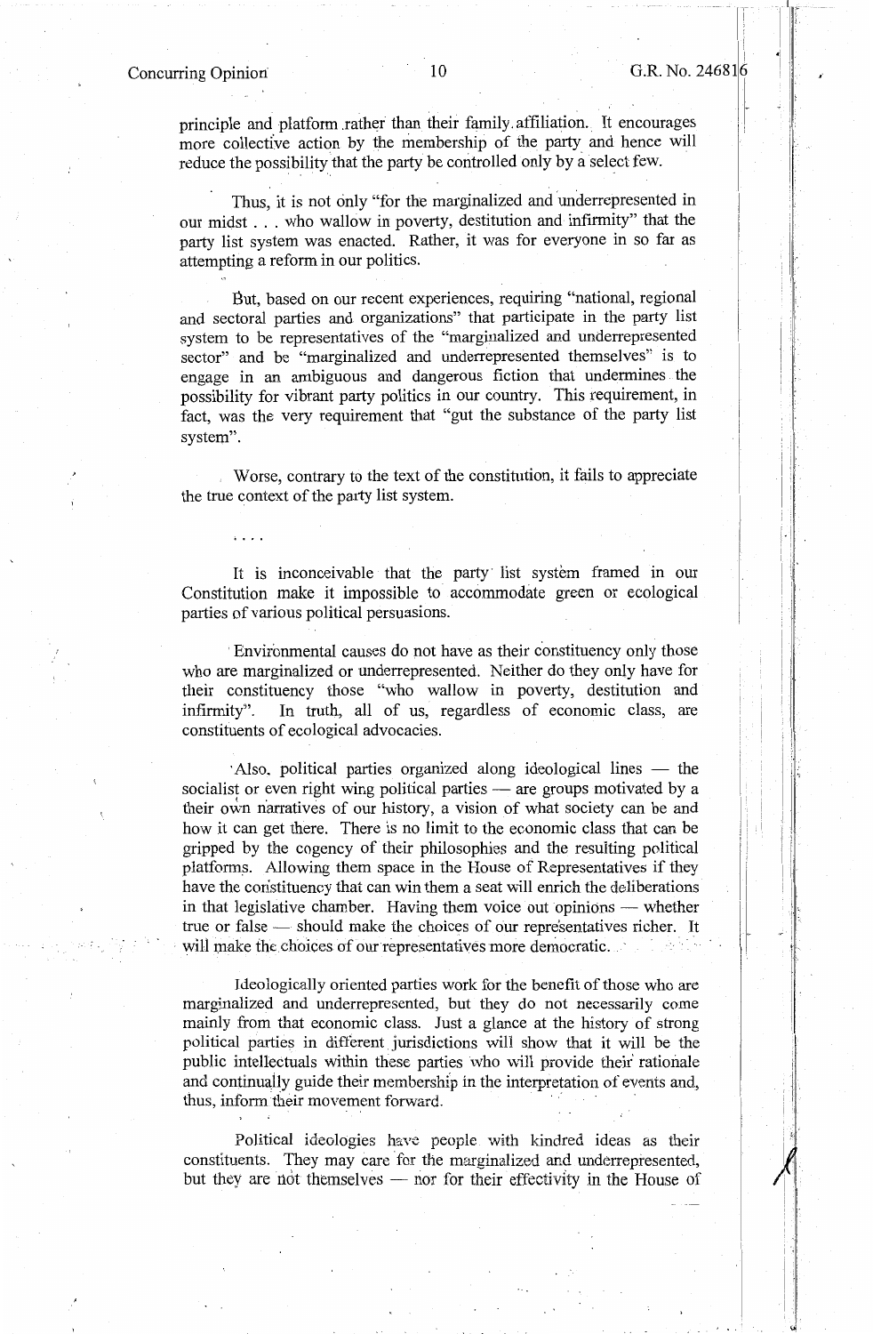principle and platform rather than their family affiliation. It encourages more collective action by the membership of the party and hence will reduce the possibility that the party be controlled only by a select few.

Thus, it is not only "for the marginalized and underrepresented in our midst . . . who wallow in poverty, destitution and infirmity" that the party list system was enacted. Rather, it was for everyone in so far as attempting a reform in our politics.

But, based on our recent experiences, requiring "national, regional and sectoral parties and organizations" that participate in the party list system to be representatives of the "marginalized and underrepresented sector" and be "marginalized and underrepresented themselves" is to engage in an ambiguous and dangerous fiction that undermines the possibility for vibrant party politics in our country. This requirement, in fact, was the very requirement that "gut the substance of the party list system".

Worse, contrary to the text of the constitution, it fails to appreciate the true context of the party list system.

. . . .

It is inconceivable that the party list system framed in our Constitution make it impossible to accommodate green or ecological parties of various political persuasions.

Environmental causes do not have as their constituency only those who are marginalized or underrepresented. Neither do they only have for their constituency those "who wallow in poverty, destitution and infirmity". In truth, all of us, regardless of economic class, are constituents of ecological advocacies.

Also, political parties organized along ideological lines — the socialist or even right wing political parties — are groups motivated by a their own narratives of our history, a vision of what society can be and how it can get there. There is no limit to the economic class that can be gripped by the cogency of their philosophies and the resulting political platforms. Allowing them space in the House of Representatives if they have the constituency that can win them a seat will enrich the deliberations in that legislative chamber. Having them voice out opinions — whether true or false — should make the choices of our representatives richer. It will make the choices of our representatives more democratic.

Ideologically oriented parties work for the benefit of those who are marginalized and underrepresented, but they do not necessarily come mainly from that economic class. Just a glance at the history of strong political parties in different jurisdictions will show that it will be the public intellectuals within these parties who will provide their rationale and continually guide their membership in the interpretation of events and, thus, inform their movement forward.

Political ideologies have people with kindred ideas as their constituents. They may care for the marginalized and underrepresented, but they are not themselves — nor for their effectivity in the House of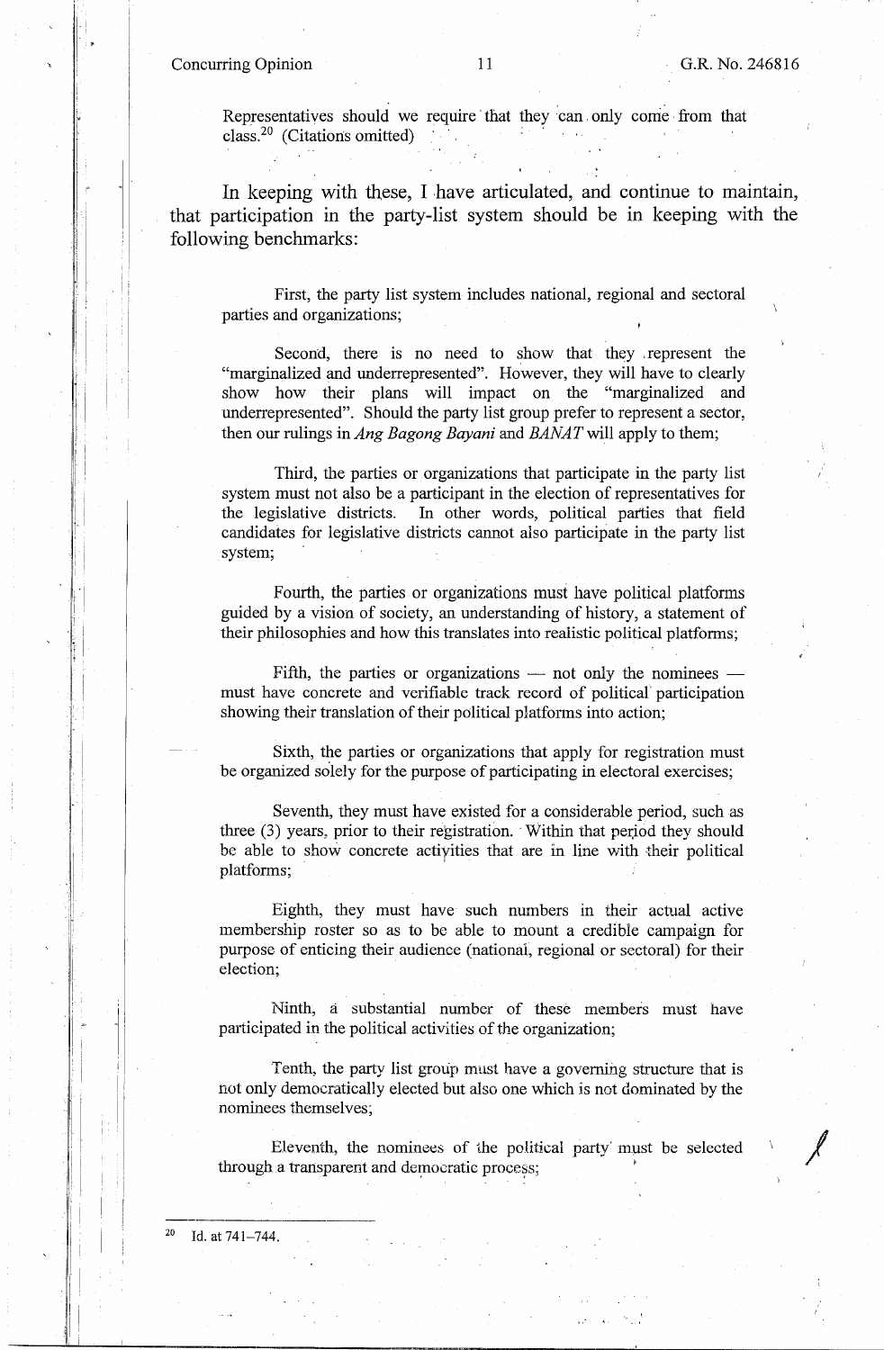Representatives should we require that they can only come from that class.[20] (Citations omitted)

In keeping with these, I have articulated, and continue to maintain, that participation in the party-list system should be in keeping with the following benchmarks:

> First, the party list system includes national, regional and sectoral parties and organizations;
>
> Second, there is no need to show that they represent the "marginalized and underrepresented". However, they will have to clearly show how their plans will impact on the "marginalized and underrepresented". Should the party list group prefer to represent a sector, then our rulings in *Ang Bagong Bayani* and *BANAT* will apply to them;
>
> Third, the parties or organizations that participate in the party list system must not also be a participant in the election of representatives for the legislative districts. In other words, political parties that field candidates for legislative districts cannot also participate in the party list system;
>
> Fourth, the parties or organizations must have political platforms guided by a vision of society, an understanding of history, a statement of their philosophies and how this translates into realistic political platforms;
>
> Fifth, the parties or organizations — not only the nominees — must have concrete and verifiable track record of political participation showing their translation of their political platforms into action;
>
> Sixth, the parties or organizations that apply for registration must be organized solely for the purpose of participating in electoral exercises;
>
> Seventh, they must have existed for a considerable period, such as three (3) years, prior to their registration. Within that period they should be able to show concrete activities that are in line with their political platforms;
>
> Eighth, they must have such numbers in their actual active membership roster so as to be able to mount a credible campaign for purpose of enticing their audience (national, regional or sectoral) for their election;
>
> Ninth, a substantial number of these members must have participated in the political activities of the organization;
>
> Tenth, the party list group must have a governing structure that is not only democratically elected but also one which is not dominated by the nominees themselves;
>
> Eleventh, the nominees of the political party must be selected through a transparent and democratic process;

---

[20] Id. at 741–744.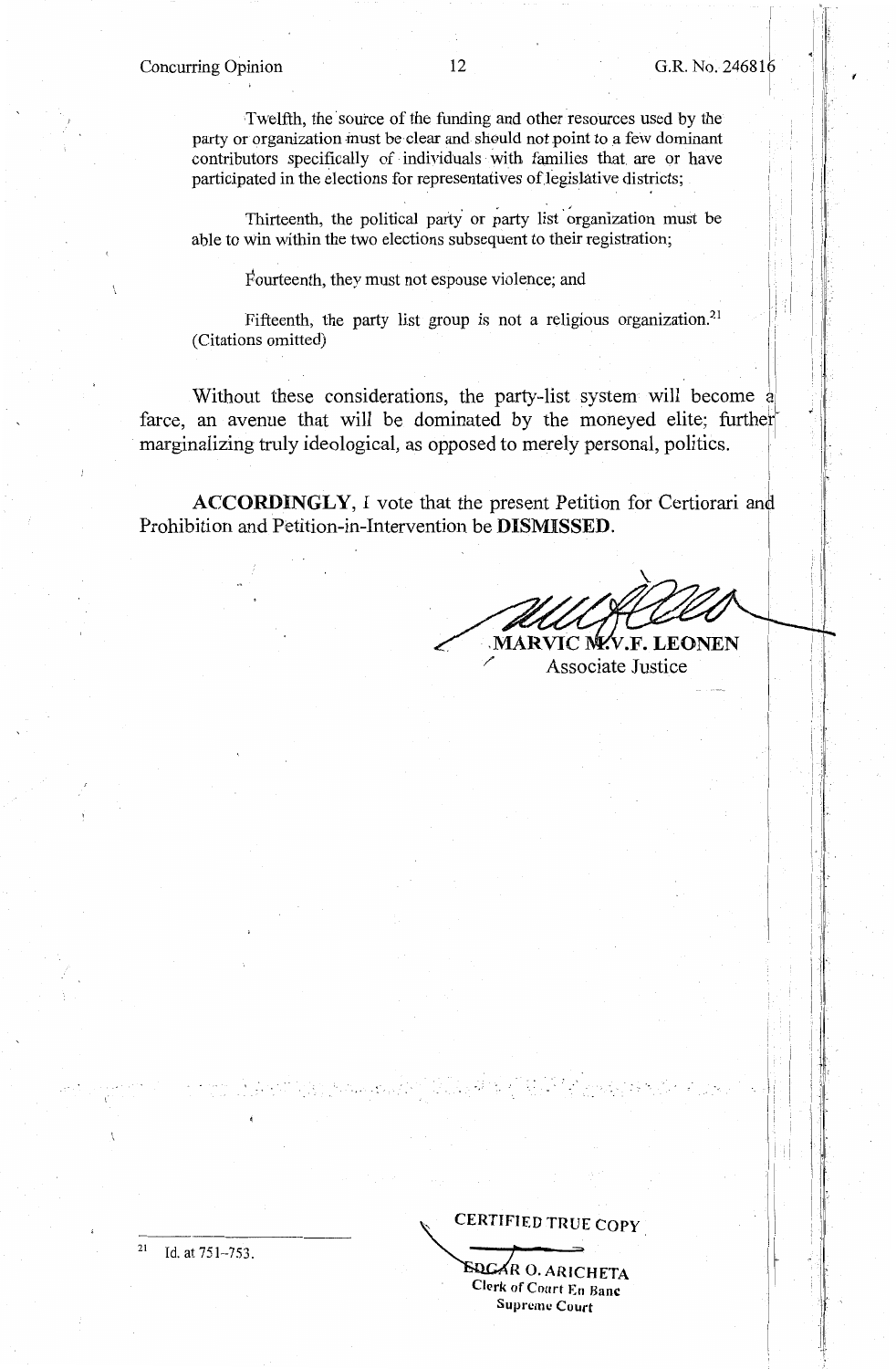Twelfth, the source of the funding and other resources used by the party or organization must be clear and should not point to a few dominant contributors specifically of individuals with families that are or have participated in the elections for representatives of legislative districts;

Thirteenth, the political party or party list organization must be able to win within the two elections subsequent to their registration;

Fourteenth, they must not espouse violence; and

Fifteenth, the party list group is not a religious organization.[21] (Citations omitted)

Without these considerations, the party-list system will become a farce, an avenue that will be dominated by the moneyed elite; further marginalizing truly ideological, as opposed to merely personal, politics.

**ACCORDINGLY**, I vote that the present Petition for Certiorari and Prohibition and Petition-in-Intervention be **DISMISSED**.

**MARVIC M.V.F. LEONEN**
Associate Justice

---

[21] Id. at 751–753.

CERTIFIED TRUE COPY

EDGAR O. ARICHETA
Clerk of Court En Banc
Supreme Court